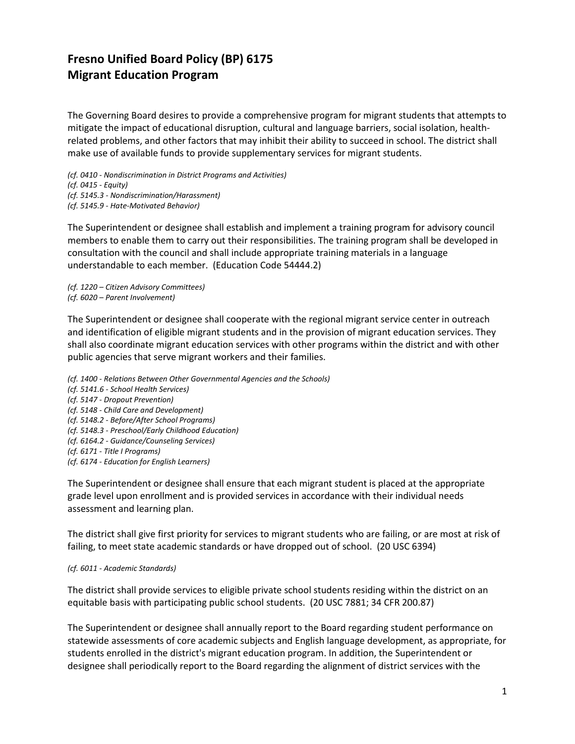# Fresno Unified Board Policy (BP) 6175
# Migrant Education Program

The Governing Board desires to provide a comprehensive program for migrant students that attempts to mitigate the impact of educational disruption, cultural and language barriers, social isolation, health-related problems, and other factors that may inhibit their ability to succeed in school. The district shall make use of available funds to provide supplementary services for migrant students.

*(cf. 0410 - Nondiscrimination in District Programs and Activities)*
*(cf. 0415 - Equity)*
*(cf. 5145.3 - Nondiscrimination/Harassment)*
*(cf. 5145.9 - Hate-Motivated Behavior)*

The Superintendent or designee shall establish and implement a training program for advisory council members to enable them to carry out their responsibilities. The training program shall be developed in consultation with the council and shall include appropriate training materials in a language understandable to each member. (Education Code 54444.2)

*(cf. 1220 – Citizen Advisory Committees)*
*(cf. 6020 – Parent Involvement)*

The Superintendent or designee shall cooperate with the regional migrant service center in outreach and identification of eligible migrant students and in the provision of migrant education services. They shall also coordinate migrant education services with other programs within the district and with other public agencies that serve migrant workers and their families.

*(cf. 1400 - Relations Between Other Governmental Agencies and the Schools)*
*(cf. 5141.6 - School Health Services)*
*(cf. 5147 - Dropout Prevention)*
*(cf. 5148 - Child Care and Development)*
*(cf. 5148.2 - Before/After School Programs)*
*(cf. 5148.3 - Preschool/Early Childhood Education)*
*(cf. 6164.2 - Guidance/Counseling Services)*
*(cf. 6171 - Title I Programs)*
*(cf. 6174 - Education for English Learners)*

The Superintendent or designee shall ensure that each migrant student is placed at the appropriate grade level upon enrollment and is provided services in accordance with their individual needs assessment and learning plan.

The district shall give first priority for services to migrant students who are failing, or are most at risk of failing, to meet state academic standards or have dropped out of school. (20 USC 6394)

*(cf. 6011 - Academic Standards)*

The district shall provide services to eligible private school students residing within the district on an equitable basis with participating public school students. (20 USC 7881; 34 CFR 200.87)

The Superintendent or designee shall annually report to the Board regarding student performance on statewide assessments of core academic subjects and English language development, as appropriate, for students enrolled in the district's migrant education program. In addition, the Superintendent or designee shall periodically report to the Board regarding the alignment of district services with the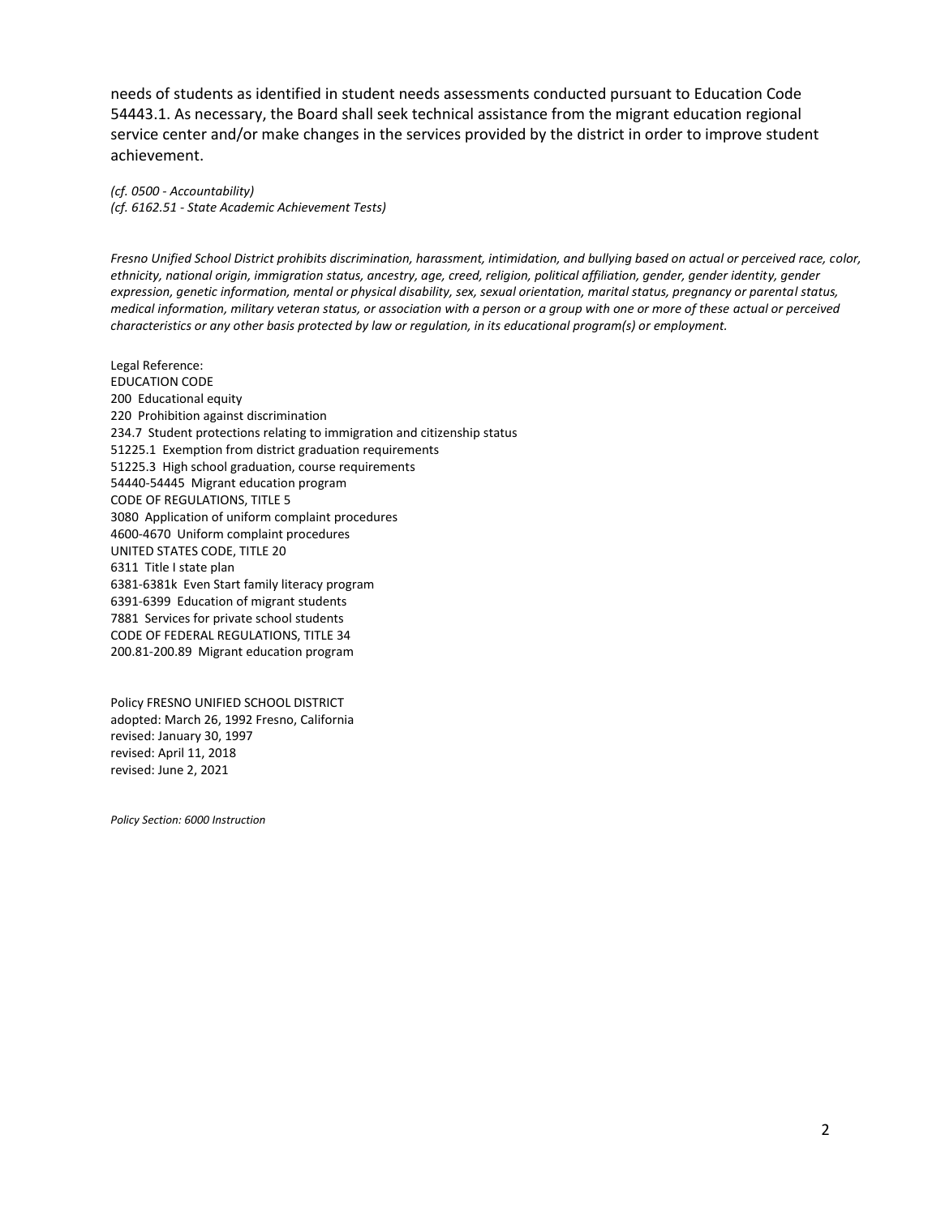needs of students as identified in student needs assessments conducted pursuant to Education Code 54443.1. As necessary, the Board shall seek technical assistance from the migrant education regional service center and/or make changes in the services provided by the district in order to improve student achievement.

*(cf. 0500 - Accountability)*
*(cf. 6162.51 - State Academic Achievement Tests)*

*Fresno Unified School District prohibits discrimination, harassment, intimidation, and bullying based on actual or perceived race, color, ethnicity, national origin, immigration status, ancestry, age, creed, religion, political affiliation, gender, gender identity, gender expression, genetic information, mental or physical disability, sex, sexual orientation, marital status, pregnancy or parental status, medical information, military veteran status, or association with a person or a group with one or more of these actual or perceived characteristics or any other basis protected by law or regulation, in its educational program(s) or employment.*

Legal Reference:
EDUCATION CODE
200 Educational equity
220 Prohibition against discrimination
234.7 Student protections relating to immigration and citizenship status
51225.1 Exemption from district graduation requirements
51225.3 High school graduation, course requirements
54440-54445 Migrant education program
CODE OF REGULATIONS, TITLE 5
3080 Application of uniform complaint procedures
4600-4670 Uniform complaint procedures
UNITED STATES CODE, TITLE 20
6311 Title I state plan
6381-6381k Even Start family literacy program
6391-6399 Education of migrant students
7881 Services for private school students
CODE OF FEDERAL REGULATIONS, TITLE 34
200.81-200.89 Migrant education program

Policy FRESNO UNIFIED SCHOOL DISTRICT
adopted: March 26, 1992 Fresno, California
revised: January 30, 1997
revised: April 11, 2018
revised: June 2, 2021

*Policy Section: 6000 Instruction*